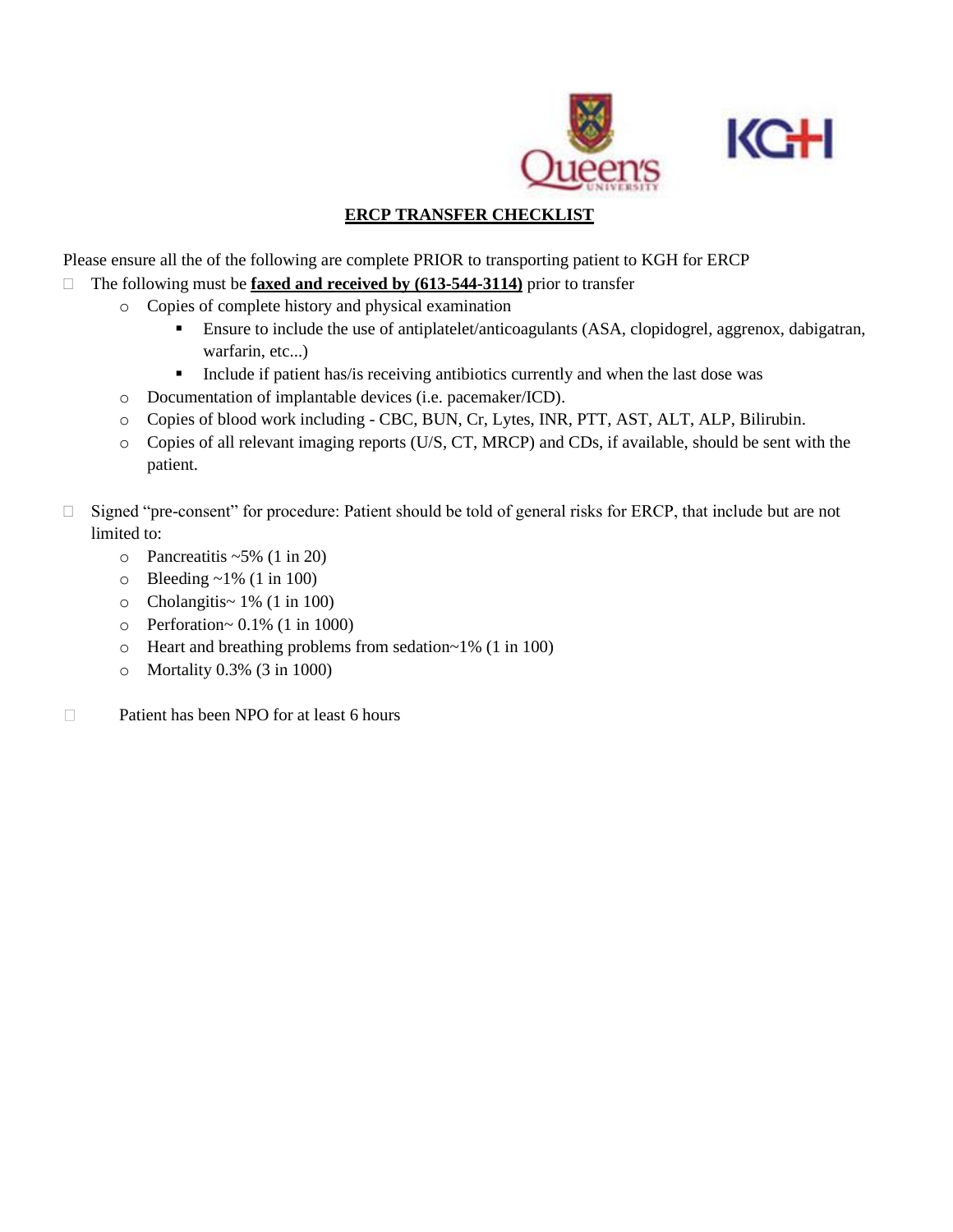## ERCP TRANSFER CHECKLIST

Please ensure all the of the following are complete PRIOR to transporting patient to KGH for ERCP

- ☐ The following must be **faxed and received by (613-544-3114)** prior to transfer
  - Copies of complete history and physical examination
    - Ensure to include the use of antiplatelet/anticoagulants (ASA, clopidogrel, aggrenox, dabigatran, warfarin, etc...)
    - Include if patient has/is receiving antibiotics currently and when the last dose was
  - Documentation of implantable devices (i.e. pacemaker/ICD).
  - Copies of blood work including - CBC, BUN, Cr, Lytes, INR, PTT, AST, ALT, ALP, Bilirubin.
  - Copies of all relevant imaging reports (U/S, CT, MRCP) and CDs, if available, should be sent with the patient.

- ☐ Signed "pre-consent" for procedure: Patient should be told of general risks for ERCP, that include but are not limited to:
  - Pancreatitis ~5% (1 in 20)
  - Bleeding ~1% (1 in 100)
  - Cholangitis~ 1% (1 in 100)
  - Perforation~ 0.1% (1 in 1000)
  - Heart and breathing problems from sedation~1% (1 in 100)
  - Mortality 0.3% (3 in 1000)

- ☐ Patient has been NPO for at least 6 hours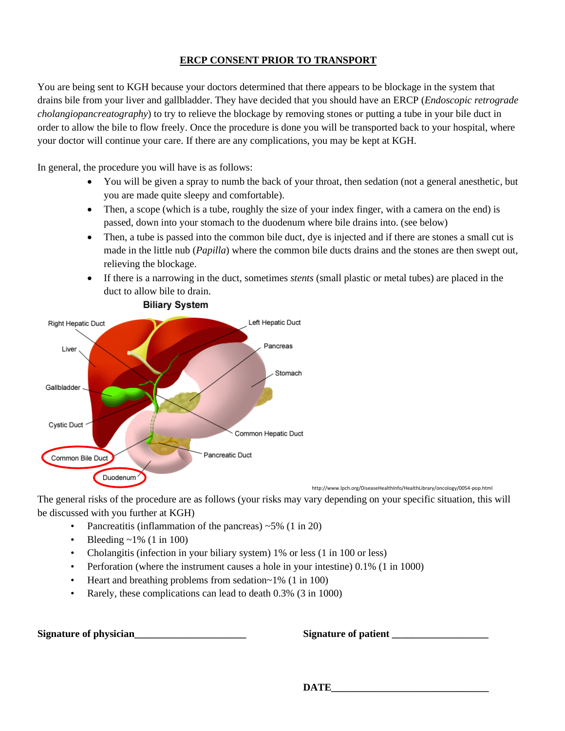## ERCP CONSENT PRIOR TO TRANSPORT

You are being sent to KGH because your doctors determined that there appears to be blockage in the system that drains bile from your liver and gallbladder. They have decided that you should have an ERCP (*Endoscopic retrograde cholangiopancreatography*) to try to relieve the blockage by removing stones or putting a tube in your bile duct in order to allow the bile to flow freely. Once the procedure is done you will be transported back to your hospital, where your doctor will continue your care. If there are any complications, you may be kept at KGH.

In general, the procedure you will have is as follows:

- You will be given a spray to numb the back of your throat, then sedation (not a general anesthetic, but you are made quite sleepy and comfortable).
- Then, a scope (which is a tube, roughly the size of your index finger, with a camera on the end) is passed, down into your stomach to the duodenum where bile drains into. (see below)
- Then, a tube is passed into the common bile duct, dye is injected and if there are stones a small cut is made in the little nub (*Papilla*) where the common bile ducts drains and the stones are then swept out, relieving the blockage.
- If there is a narrowing in the duct, sometimes *stents* (small plastic or metal tubes) are placed in the duct to allow bile to drain.

Biliary System

Right Hepatic Duct
Left Hepatic Duct
Liver
Pancreas
Stomach
Gallbladder
Cystic Duct
Common Hepatic Duct
Common Bile Duct
Pancreatic Duct
Duodenum

http://www.lpch.org/DiseaseHealthInfo/HealthLibrary/oncology/0054-pop.html

The general risks of the procedure are as follows (your risks may vary depending on your specific situation, this will be discussed with you further at KGH)

- Pancreatitis (inflammation of the pancreas) ~5% (1 in 20)
- Bleeding ~1% (1 in 100)
- Cholangitis (infection in your biliary system) 1% or less (1 in 100 or less)
- Perforation (where the instrument causes a hole in your intestine) 0.1% (1 in 1000)
- Heart and breathing problems from sedation~1% (1 in 100)
- Rarely, these complications can lead to death 0.3% (3 in 1000)

**Signature of physician**______________________ **Signature of patient** ___________________

**DATE**________________________________